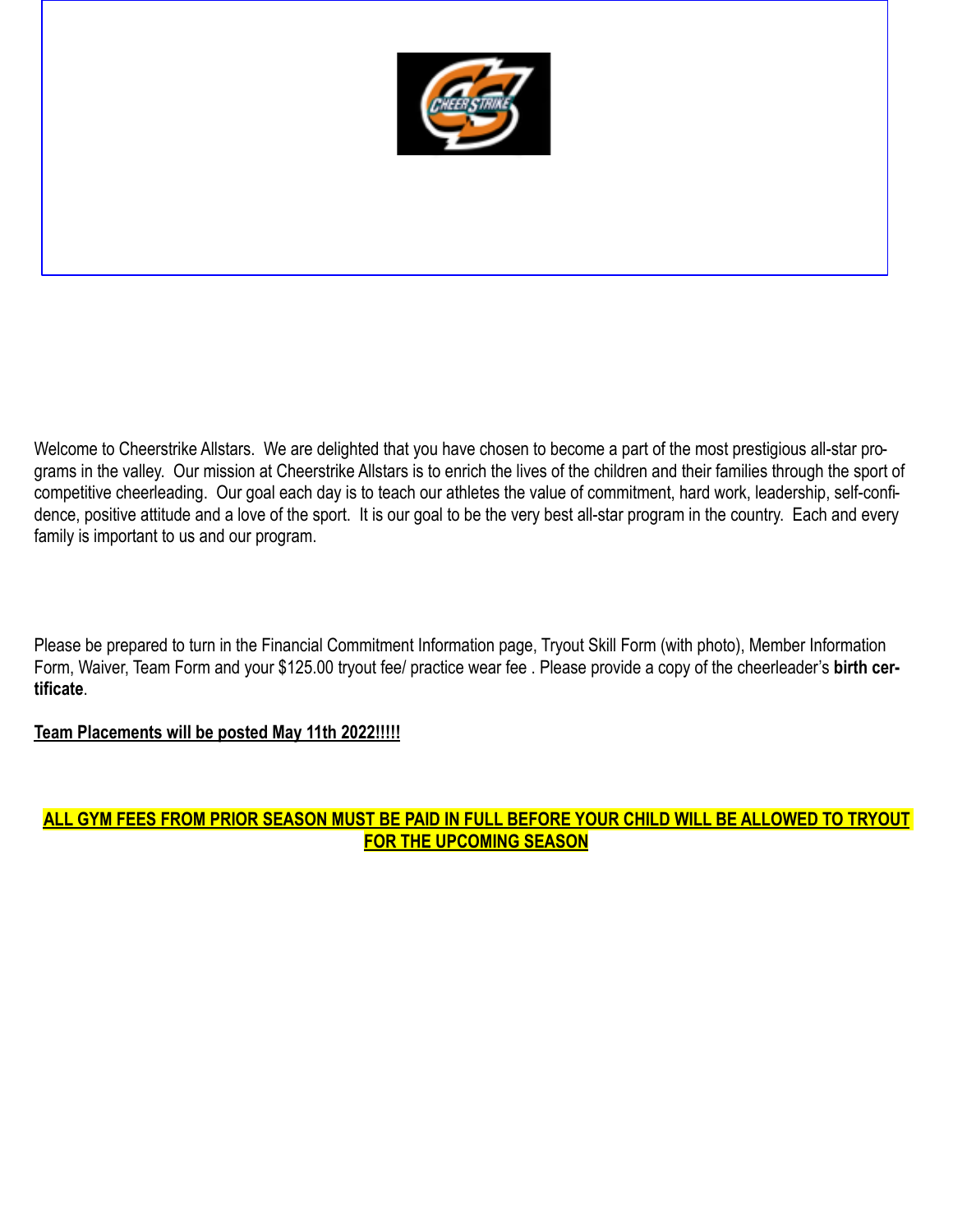Welcome to Cheerstrike Allstars. We are delighted that you have chosen to become a part of the most prestigious all-star programs in the valley. Our mission at Cheerstrike Allstars is to enrich the lives of the children and their families through the sport of competitive cheerleading. Our goal each day is to teach our athletes the value of commitment, hard work, leadership, self-confidence, positive attitude and a love of the sport. It is our goal to be the very best all-star program in the country. Each and every family is important to us and our program.

Please be prepared to turn in the Financial Commitment Information page, Tryout Skill Form (with photo), Member Information Form, Waiver, Team Form and your $125.00 tryout fee/ practice wear fee . Please provide a copy of the cheerleader's **birth certificate**.

**Team Placements will be posted May 11th 2022!!!!!**

**ALL GYM FEES FROM PRIOR SEASON MUST BE PAID IN FULL BEFORE YOUR CHILD WILL BE ALLOWED TO TRYOUT FOR THE UPCOMING SEASON**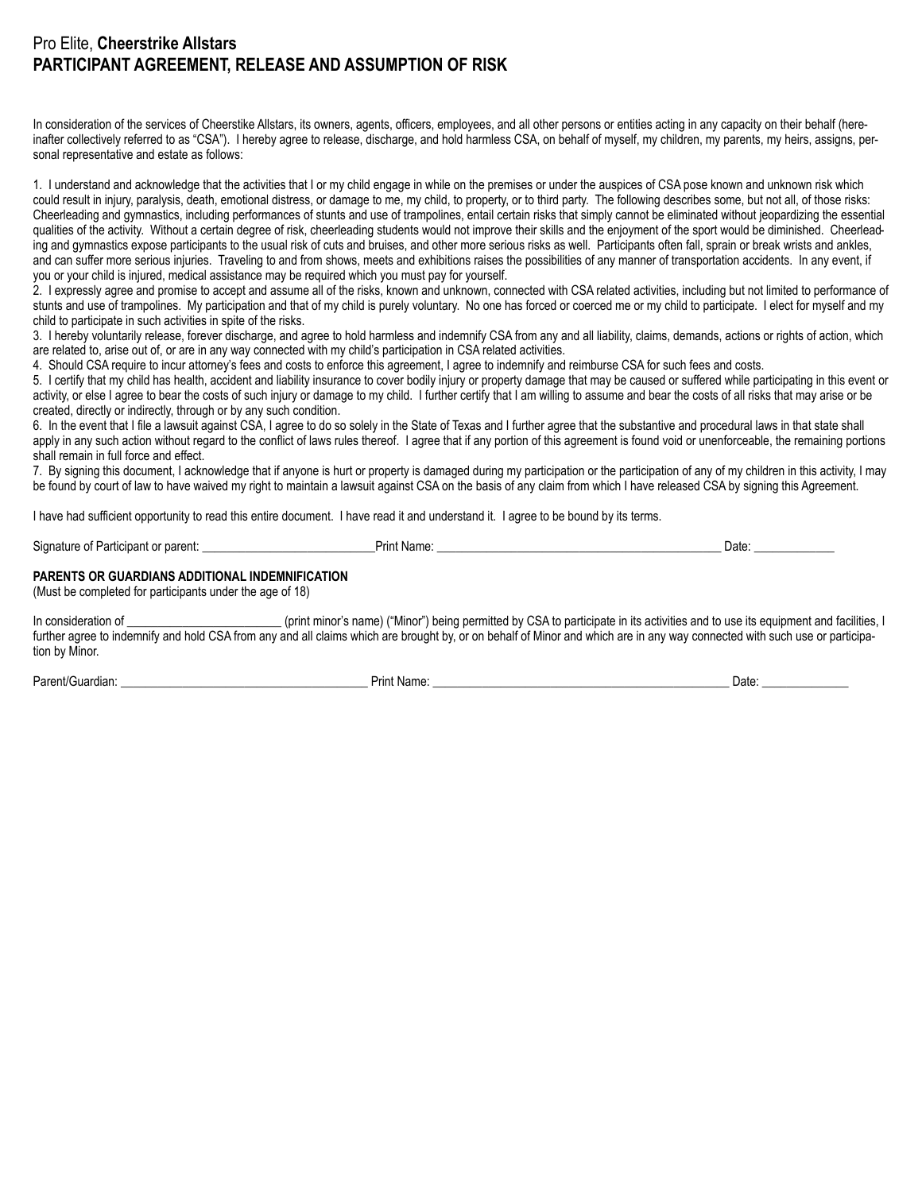# Pro Elite, **Cheerstrike Allstars**
## PARTICIPANT AGREEMENT, RELEASE AND ASSUMPTION OF RISK

In consideration of the services of Cheerstike Allstars, its owners, agents, officers, employees, and all other persons or entities acting in any capacity on their behalf (hereinafter collectively referred to as "CSA"). I hereby agree to release, discharge, and hold harmless CSA, on behalf of myself, my children, my parents, my heirs, assigns, personal representative and estate as follows:

1. I understand and acknowledge that the activities that I or my child engage in while on the premises or under the auspices of CSA pose known and unknown risk which could result in injury, paralysis, death, emotional distress, or damage to me, my child, to property, or to third party. The following describes some, but not all, of those risks: Cheerleading and gymnastics, including performances of stunts and use of trampolines, entail certain risks that simply cannot be eliminated without jeopardizing the essential qualities of the activity. Without a certain degree of risk, cheerleading students would not improve their skills and the enjoyment of the sport would be diminished. Cheerleading and gymnastics expose participants to the usual risk of cuts and bruises, and other more serious risks as well. Participants often fall, sprain or break wrists and ankles, and can suffer more serious injuries. Traveling to and from shows, meets and exhibitions raises the possibilities of any manner of transportation accidents. In any event, if you or your child is injured, medical assistance may be required which you must pay for yourself.
2. I expressly agree and promise to accept and assume all of the risks, known and unknown, connected with CSA related activities, including but not limited to performance of stunts and use of trampolines. My participation and that of my child is purely voluntary. No one has forced or coerced me or my child to participate. I elect for myself and my child to participate in such activities in spite of the risks.
3. I hereby voluntarily release, forever discharge, and agree to hold harmless and indemnify CSA from any and all liability, claims, demands, actions or rights of action, which are related to, arise out of, or are in any way connected with my child's participation in CSA related activities.
4. Should CSA require to incur attorney's fees and costs to enforce this agreement, I agree to indemnify and reimburse CSA for such fees and costs.
5. I certify that my child has health, accident and liability insurance to cover bodily injury or property damage that may be caused or suffered while participating in this event or activity, or else I agree to bear the costs of such injury or damage to my child. I further certify that I am willing to assume and bear the costs of all risks that may arise or be created, directly or indirectly, through or by any such condition.
6. In the event that I file a lawsuit against CSA, I agree to do so solely in the State of Texas and I further agree that the substantive and procedural laws in that state shall apply in any such action without regard to the conflict of laws rules thereof. I agree that if any portion of this agreement is found void or unenforceable, the remaining portions shall remain in full force and effect.
7. By signing this document, I acknowledge that if anyone is hurt or property is damaged during my participation or the participation of any of my children in this activity, I may be found by court of law to have waived my right to maintain a lawsuit against CSA on the basis of any claim from which I have released CSA by signing this Agreement.

I have had sufficient opportunity to read this entire document. I have read it and understand it. I agree to be bound by its terms.

Signature of Participant or parent: ___________________________Print Name: _____________________________________________ Date: _____________

**PARENTS OR GUARDIANS ADDITIONAL INDEMNIFICATION**

(Must be completed for participants under the age of 18)

In consideration of ________________________ (print minor's name) ("Minor") being permitted by CSA to participate in its activities and to use its equipment and facilities, I further agree to indemnify and hold CSA from any and all claims which are brought by, or on behalf of Minor and which are in any way connected with such use or participation by Minor.

Parent/Guardian: _______________________________________ Print Name: ________________________________________________ Date: ______________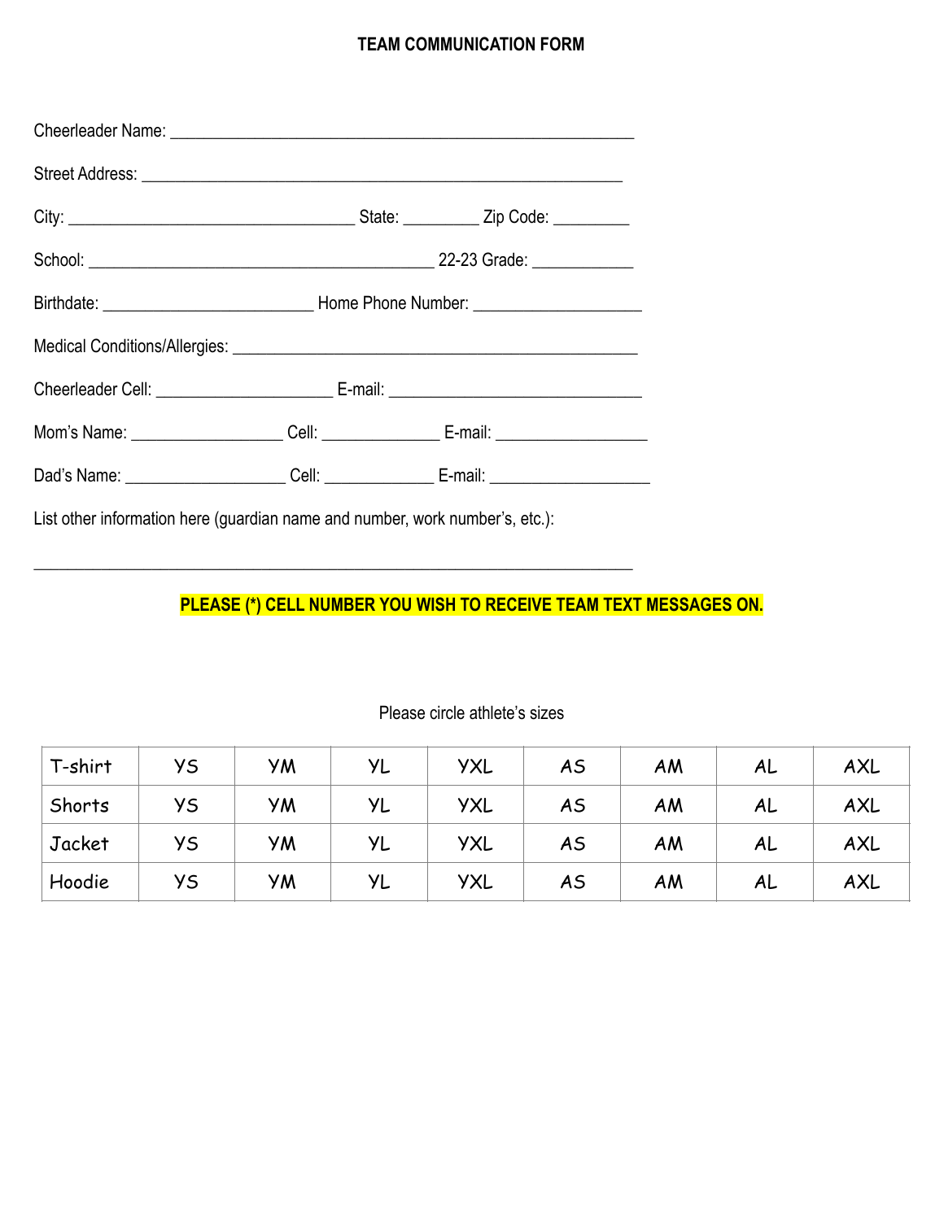# TEAM COMMUNICATION FORM

Cheerleader Name: _______________________________________________________

Street Address: _________________________________________________________

City: _________________________________ State: _________ Zip Code: _________

School: _________________________________________ 22-23 Grade: ____________

Birthdate: ________________________ Home Phone Number: ___________________

Medical Conditions/Allergies: _______________________________________________

Cheerleader Cell: ____________________ E-mail: _____________________________

Mom's Name: _________________ Cell: _____________ E-mail: _________________

Dad's Name: __________________ Cell: _____________ E-mail: __________________

List other information here (guardian name and number, work number's, etc.):

_______________________________________________________________________

**PLEASE (*) CELL NUMBER YOU WISH TO RECEIVE TEAM TEXT MESSAGES ON.**

Please circle athlete's sizes

| T-shirt | YS | YM | YL | YXL | AS | AM | AL | AXL |
|---|---|---|---|---|---|---|---|---|
| Shorts | YS | YM | YL | YXL | AS | AM | AL | AXL |
| Jacket | YS | YM | YL | YXL | AS | AM | AL | AXL |
| Hoodie | YS | YM | YL | YXL | AS | AM | AL | AXL |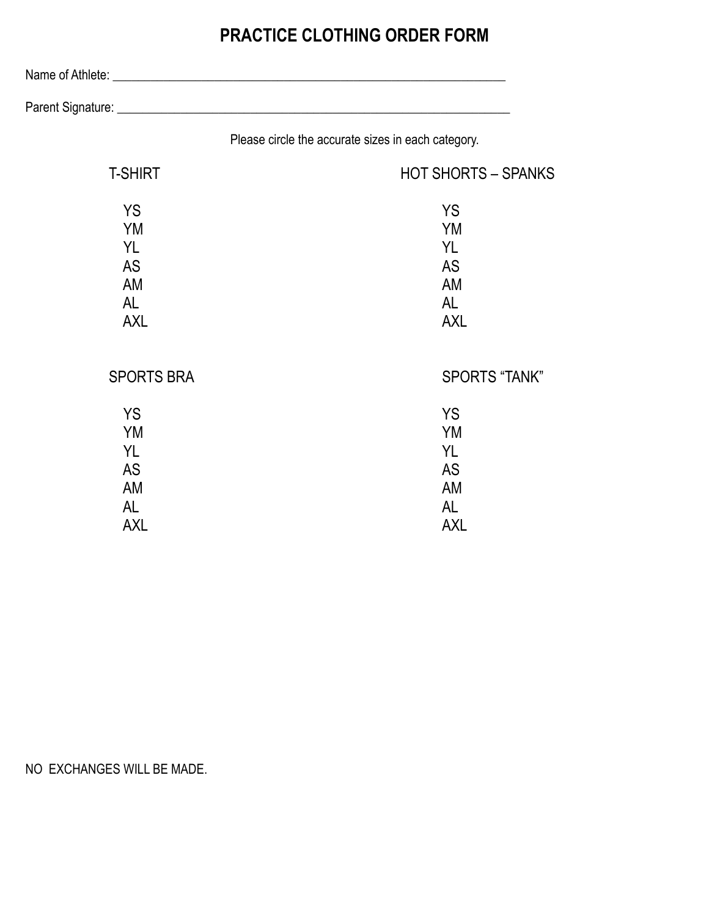# PRACTICE CLOTHING ORDER FORM

Name of Athlete: ___________________________________________________________________

Parent Signature: __________________________________________________________________

Please circle the accurate sizes in each category.

| T-SHIRT | HOT SHORTS – SPANKS |
|---|---|
| YS | YS |
| YM | YM |
| YL | YL |
| AS | AS |
| AM | AM |
| AL | AL |
| AXL | AXL |

| SPORTS BRA | SPORTS "TANK" |
|---|---|
| YS | YS |
| YM | YM |
| YL | YL |
| AS | AS |
| AM | AM |
| AL | AL |
| AXL | AXL |

NO EXCHANGES WILL BE MADE.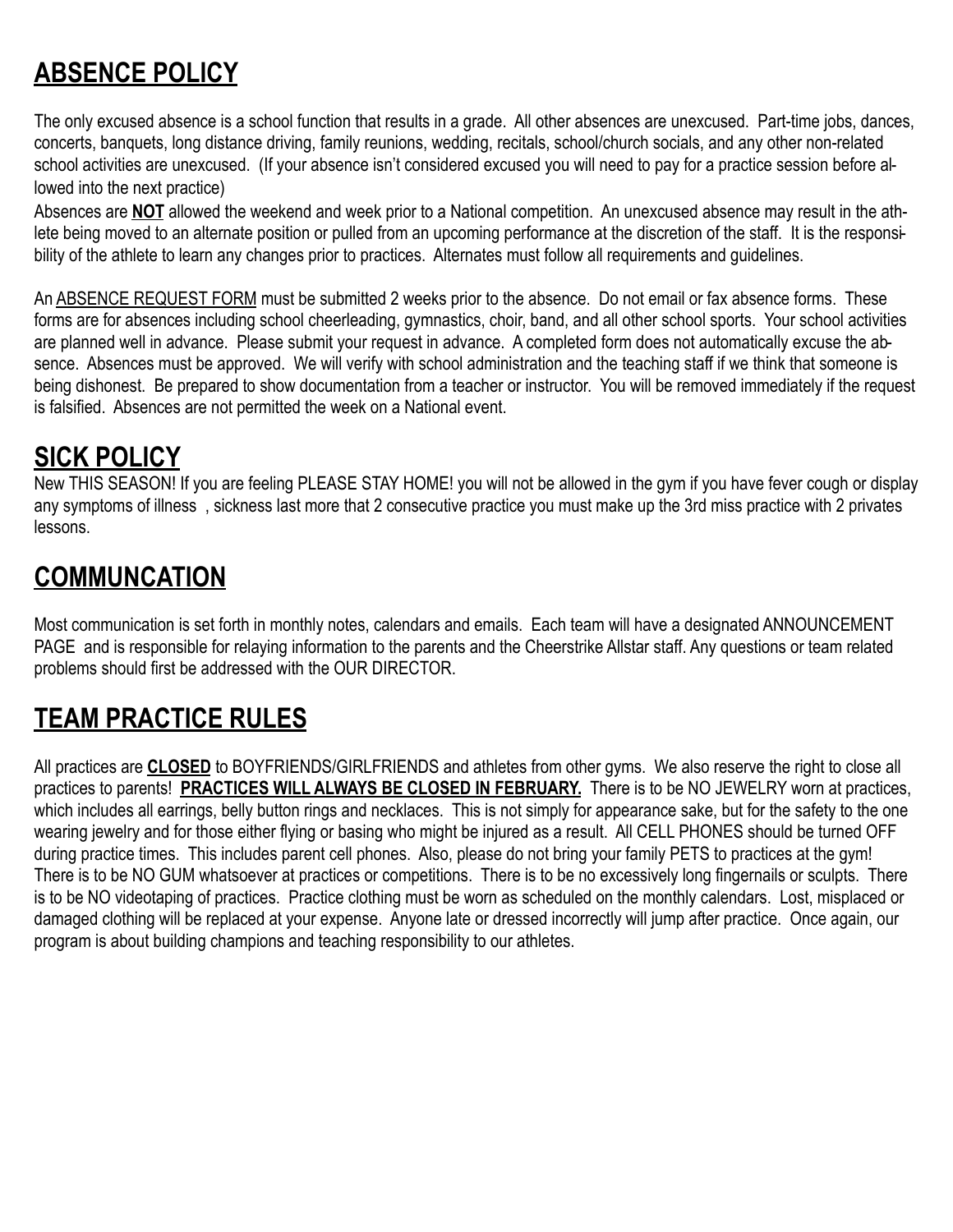## ABSENCE POLICY

The only excused absence is a school function that results in a grade. All other absences are unexcused. Part-time jobs, dances, concerts, banquets, long distance driving, family reunions, wedding, recitals, school/church socials, and any other non-related school activities are unexcused. (If your absence isn't considered excused you will need to pay for a practice session before allowed into the next practice)

Absences are **NOT** allowed the weekend and week prior to a National competition. An unexcused absence may result in the athlete being moved to an alternate position or pulled from an upcoming performance at the discretion of the staff. It is the responsibility of the athlete to learn any changes prior to practices. Alternates must follow all requirements and guidelines.

An ABSENCE REQUEST FORM must be submitted 2 weeks prior to the absence. Do not email or fax absence forms. These forms are for absences including school cheerleading, gymnastics, choir, band, and all other school sports. Your school activities are planned well in advance. Please submit your request in advance. A completed form does not automatically excuse the absence. Absences must be approved. We will verify with school administration and the teaching staff if we think that someone is being dishonest. Be prepared to show documentation from a teacher or instructor. You will be removed immediately if the request is falsified. Absences are not permitted the week on a National event.

## SICK POLICY

New THIS SEASON! If you are feeling PLEASE STAY HOME! you will not be allowed in the gym if you have fever cough or display any symptoms of illness , sickness last more that 2 consecutive practice you must make up the 3rd miss practice with 2 privates lessons.

## COMMUNCATION

Most communication is set forth in monthly notes, calendars and emails. Each team will have a designated ANNOUNCEMENT PAGE and is responsible for relaying information to the parents and the Cheerstrike Allstar staff. Any questions or team related problems should first be addressed with the OUR DIRECTOR.

## TEAM PRACTICE RULES

All practices are **CLOSED** to BOYFRIENDS/GIRLFRIENDS and athletes from other gyms. We also reserve the right to close all practices to parents! **PRACTICES WILL ALWAYS BE CLOSED IN FEBRUARY.** There is to be NO JEWELRY worn at practices, which includes all earrings, belly button rings and necklaces. This is not simply for appearance sake, but for the safety to the one wearing jewelry and for those either flying or basing who might be injured as a result. All CELL PHONES should be turned OFF during practice times. This includes parent cell phones. Also, please do not bring your family PETS to practices at the gym! There is to be NO GUM whatsoever at practices or competitions. There is to be no excessively long fingernails or sculpts. There is to be NO videotaping of practices. Practice clothing must be worn as scheduled on the monthly calendars. Lost, misplaced or damaged clothing will be replaced at your expense. Anyone late or dressed incorrectly will jump after practice. Once again, our program is about building champions and teaching responsibility to our athletes.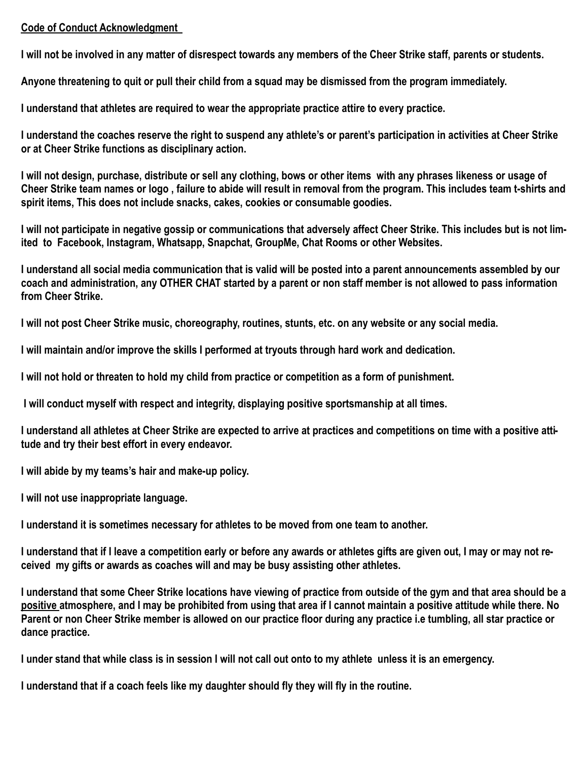**Code of Conduct Acknowledgment**

**I will not be involved in any matter of disrespect towards any members of the Cheer Strike staff, parents or students.**

**Anyone threatening to quit or pull their child from a squad may be dismissed from the program immediately.**

**I understand that athletes are required to wear the appropriate practice attire to every practice.**

**I understand the coaches reserve the right to suspend any athlete's or parent's participation in activities at Cheer Strike or at Cheer Strike functions as disciplinary action.**

**I will not design, purchase, distribute or sell any clothing, bows or other items with any phrases likeness or usage of Cheer Strike team names or logo , failure to abide will result in removal from the program. This includes team t-shirts and spirit items, This does not include snacks, cakes, cookies or consumable goodies.**

**I will not participate in negative gossip or communications that adversely affect Cheer Strike. This includes but is not limited to Facebook, Instagram, Whatsapp, Snapchat, GroupMe, Chat Rooms or other Websites.**

**I understand all social media communication that is valid will be posted into a parent announcements assembled by our coach and administration, any OTHER CHAT started by a parent or non staff member is not allowed to pass information from Cheer Strike.**

**I will not post Cheer Strike music, choreography, routines, stunts, etc. on any website or any social media.**

**I will maintain and/or improve the skills I performed at tryouts through hard work and dedication.**

**I will not hold or threaten to hold my child from practice or competition as a form of punishment.**

**I will conduct myself with respect and integrity, displaying positive sportsmanship at all times.**

**I understand all athletes at Cheer Strike are expected to arrive at practices and competitions on time with a positive attitude and try their best effort in every endeavor.**

**I will abide by my teams's hair and make-up policy.**

**I will not use inappropriate language.**

**I understand it is sometimes necessary for athletes to be moved from one team to another.**

**I understand that if I leave a competition early or before any awards or athletes gifts are given out, I may or may not received my gifts or awards as coaches will and may be busy assisting other athletes.**

**I understand that some Cheer Strike locations have viewing of practice from outside of the gym and that area should be a positive atmosphere, and I may be prohibited from using that area if I cannot maintain a positive attitude while there. No Parent or non Cheer Strike member is allowed on our practice floor during any practice i.e tumbling, all star practice or dance practice.**

**I under stand that while class is in session I will not call out onto to my athlete unless it is an emergency.**

**I understand that if a coach feels like my daughter should fly they will fly in the routine.**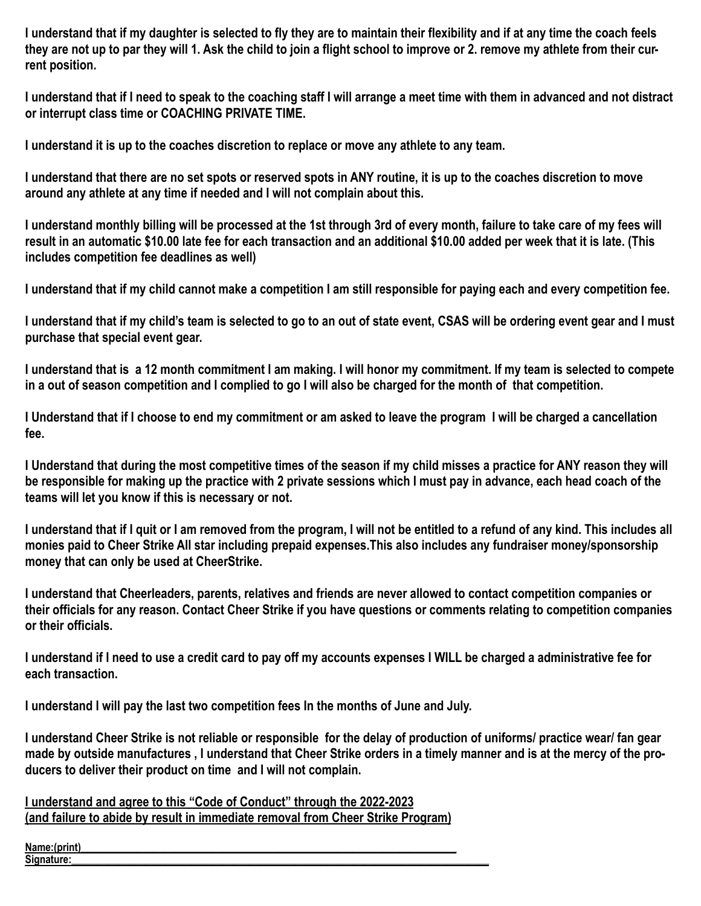**I understand that if my daughter is selected to fly they are to maintain their flexibility and if at any time the coach feels they are not up to par they will 1. Ask the child to join a flight school to improve or 2. remove my athlete from their current position.**

**I understand that if I need to speak to the coaching staff I will arrange a meet time with them in advanced and not distract or interrupt class time or COACHING PRIVATE TIME.**

**I understand it is up to the coaches discretion to replace or move any athlete to any team.**

**I understand that there are no set spots or reserved spots in ANY routine, it is up to the coaches discretion to move around any athlete at any time if needed and I will not complain about this.**

**I understand monthly billing will be processed at the 1st through 3rd of every month, failure to take care of my fees will result in an automatic $10.00 late fee for each transaction and an additional $10.00 added per week that it is late. (This includes competition fee deadlines as well)**

**I understand that if my child cannot make a competition I am still responsible for paying each and every competition fee.**

**I understand that if my child's team is selected to go to an out of state event, CSAS will be ordering event gear and I must purchase that special event gear.**

**I understand that is a 12 month commitment I am making. I will honor my commitment. If my team is selected to compete in a out of season competition and I complied to go I will also be charged for the month of that competition.**

**I Understand that if I choose to end my commitment or am asked to leave the program I will be charged a cancellation fee.**

**I Understand that during the most competitive times of the season if my child misses a practice for ANY reason they will be responsible for making up the practice with 2 private sessions which I must pay in advance, each head coach of the teams will let you know if this is necessary or not.**

**I understand that if I quit or I am removed from the program, I will not be entitled to a refund of any kind. This includes all monies paid to Cheer Strike All star including prepaid expenses.This also includes any fundraiser money/sponsorship money that can only be used at CheerStrike.**

**I understand that Cheerleaders, parents, relatives and friends are never allowed to contact competition companies or their officials for any reason. Contact Cheer Strike if you have questions or comments relating to competition companies or their officials.**

**I understand if I need to use a credit card to pay off my accounts expenses I WILL be charged a administrative fee for each transaction.**

**I understand I will pay the last two competition fees In the months of June and July.**

**I understand Cheer Strike is not reliable or responsible for the delay of production of uniforms/ practice wear/ fan gear made by outside manufactures , I understand that Cheer Strike orders in a timely manner and is at the mercy of the producers to deliver their product on time and I will not complain.**

**I understand and agree to this "Code of Conduct" through the 2022-2023**
**(and failure to abide by result in immediate removal from Cheer Strike Program)**

**Name:(print)**_______________________________________________

**Signature:**_______________________________________________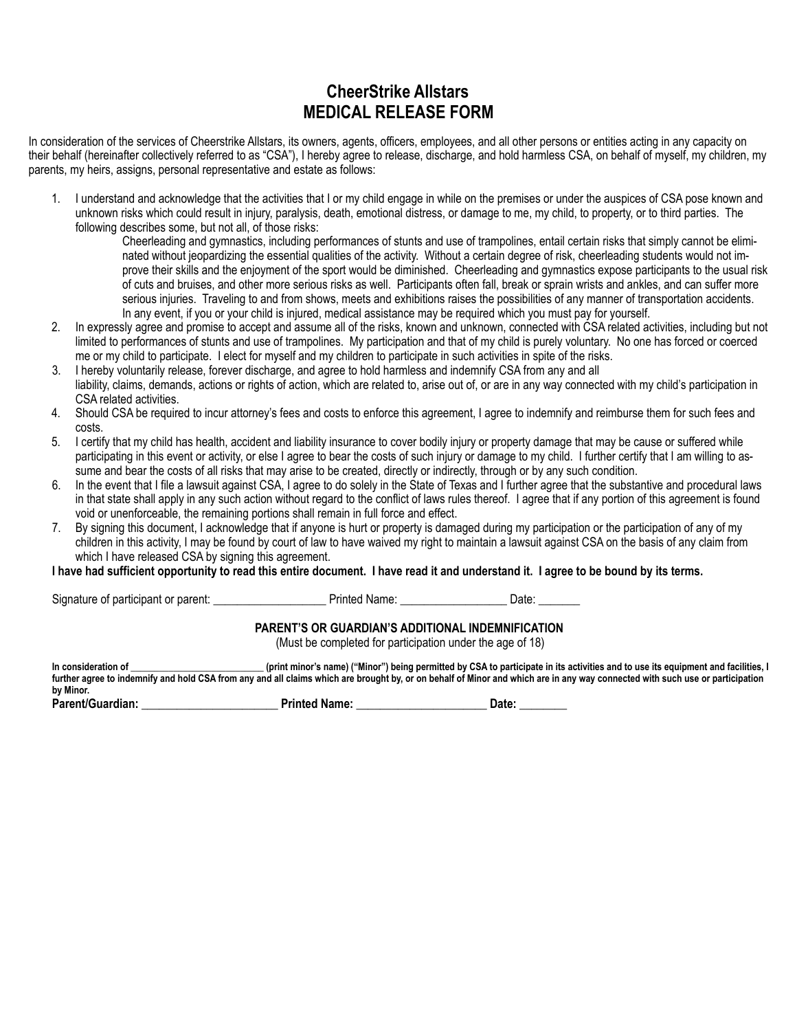# CheerStrike Allstars
# MEDICAL RELEASE FORM

In consideration of the services of Cheerstrike Allstars, its owners, agents, officers, employees, and all other persons or entities acting in any capacity on their behalf (hereinafter collectively referred to as "CSA"), I hereby agree to release, discharge, and hold harmless CSA, on behalf of myself, my children, my parents, my heirs, assigns, personal representative and estate as follows:

1. I understand and acknowledge that the activities that I or my child engage in while on the premises or under the auspices of CSA pose known and unknown risks which could result in injury, paralysis, death, emotional distress, or damage to me, my child, to property, or to third parties. The following describes some, but not all, of those risks:

    Cheerleading and gymnastics, including performances of stunts and use of trampolines, entail certain risks that simply cannot be eliminated without jeopardizing the essential qualities of the activity. Without a certain degree of risk, cheerleading students would not improve their skills and the enjoyment of the sport would be diminished. Cheerleading and gymnastics expose participants to the usual risk of cuts and bruises, and other more serious risks as well. Participants often fall, break or sprain wrists and ankles, and can suffer more serious injuries. Traveling to and from shows, meets and exhibitions raises the possibilities of any manner of transportation accidents. In any event, if you or your child is injured, medical assistance may be required which you must pay for yourself.

2. In expressly agree and promise to accept and assume all of the risks, known and unknown, connected with CSA related activities, including but not limited to performances of stunts and use of trampolines. My participation and that of my child is purely voluntary. No one has forced or coerced me or my child to participate. I elect for myself and my children to participate in such activities in spite of the risks.
3. I hereby voluntarily release, forever discharge, and agree to hold harmless and indemnify CSA from any and all liability, claims, demands, actions or rights of action, which are related to, arise out of, or are in any way connected with my child's participation in CSA related activities.
4. Should CSA be required to incur attorney's fees and costs to enforce this agreement, I agree to indemnify and reimburse them for such fees and costs.
5. I certify that my child has health, accident and liability insurance to cover bodily injury or property damage that may be cause or suffered while participating in this event or activity, or else I agree to bear the costs of such injury or damage to my child. I further certify that I am willing to assume and bear the costs of all risks that may arise to be created, directly or indirectly, through or by any such condition.
6. In the event that I file a lawsuit against CSA, I agree to do solely in the State of Texas and I further agree that the substantive and procedural laws in that state shall apply in any such action without regard to the conflict of laws rules thereof. I agree that if any portion of this agreement is found void or unenforceable, the remaining portions shall remain in full force and effect.
7. By signing this document, I acknowledge that if anyone is hurt or property is damaged during my participation or the participation of any of my children in this activity, I may be found by court of law to have waived my right to maintain a lawsuit against CSA on the basis of any claim from which I have released CSA by signing this agreement.

**I have had sufficient opportunity to read this entire document. I have read it and understand it. I agree to be bound by its terms.**

Signature of participant or parent: ___________________ Printed Name: __________________ Date: _______

### PARENT'S OR GUARDIAN'S ADDITIONAL INDEMNIFICATION

(Must be completed for participation under the age of 18)

**In consideration of __________________________ (print minor's name) ("Minor") being permitted by CSA to participate in its activities and to use its equipment and facilities, I further agree to indemnify and hold CSA from any and all claims which are brought by, or on behalf of Minor and which are in any way connected with such use or participation by Minor.**

**Parent/Guardian: ________________________ Printed Name: ______________________ Date: ________**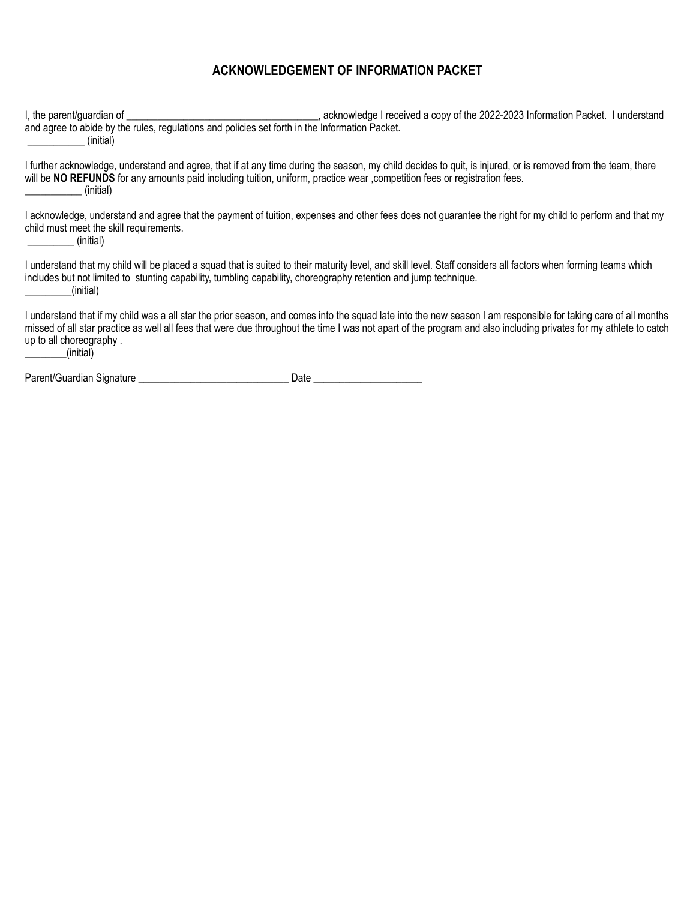## ACKNOWLEDGEMENT OF INFORMATION PACKET

I, the parent/guardian of _____________________________________, acknowledge I received a copy of the 2022-2023 Information Packet. I understand and agree to abide by the rules, regulations and policies set forth in the Information Packet.
___________ (initial)

I further acknowledge, understand and agree, that if at any time during the season, my child decides to quit, is injured, or is removed from the team, there will be **NO REFUNDS** for any amounts paid including tuition, uniform, practice wear ,competition fees or registration fees.
___________ (initial)

I acknowledge, understand and agree that the payment of tuition, expenses and other fees does not guarantee the right for my child to perform and that my child must meet the skill requirements.
_________ (initial)

I understand that my child will be placed a squad that is suited to their maturity level, and skill level. Staff considers all factors when forming teams which includes but not limited to stunting capability, tumbling capability, choreography retention and jump technique.
_________(initial)

I understand that if my child was a all star the prior season, and comes into the squad late into the new season I am responsible for taking care of all months missed of all star practice as well all fees that were due throughout the time I was not apart of the program and also including privates for my athlete to catch up to all choreography .
________(initial)

Parent/Guardian Signature _____________________________ Date ____________________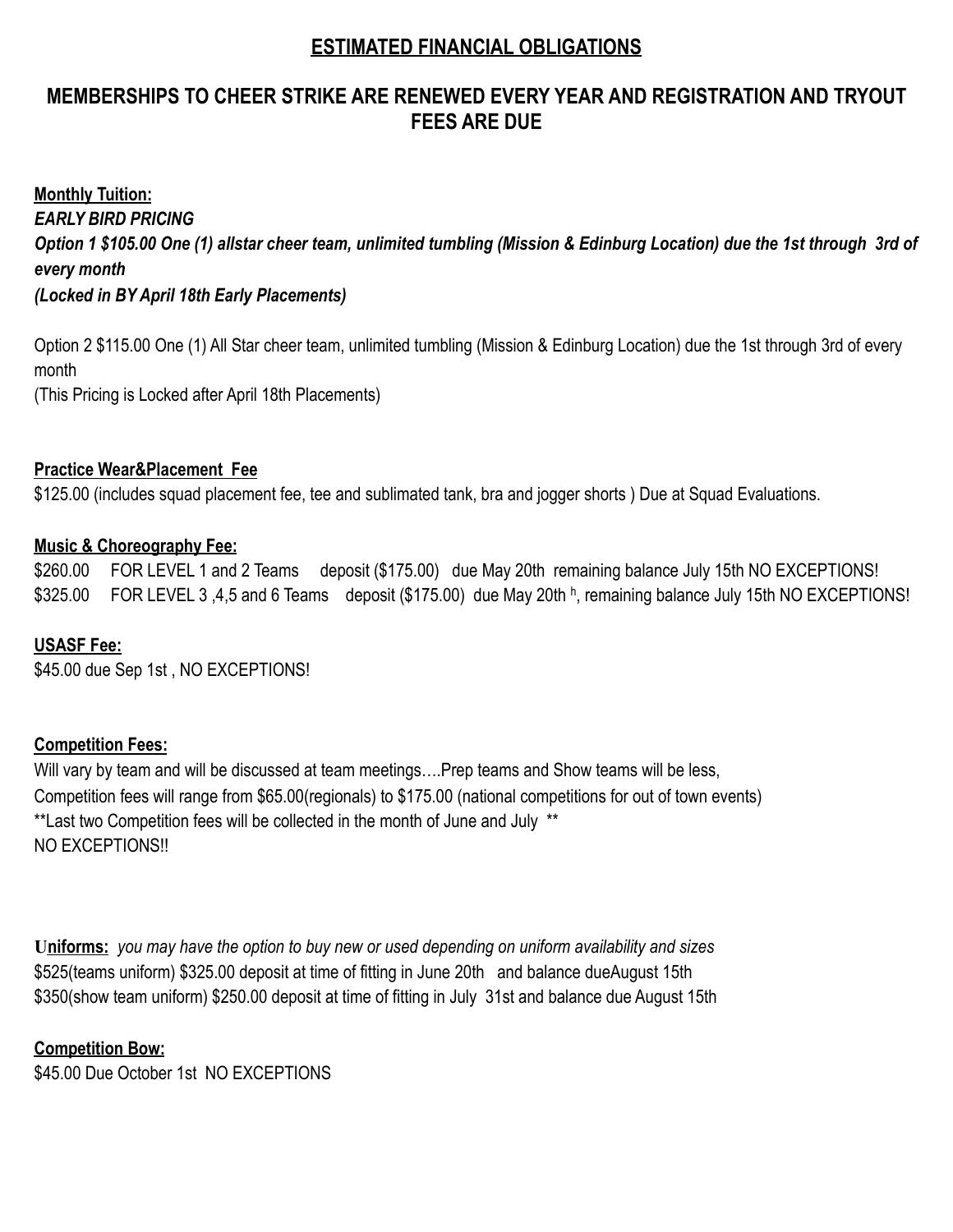## ESTIMATED FINANCIAL OBLIGATIONS

## MEMBERSHIPS TO CHEER STRIKE ARE RENEWED EVERY YEAR AND REGISTRATION AND TRYOUT FEES ARE DUE

**Monthly Tuition:**
***EARLY BIRD PRICING***
***Option 1 $105.00 One (1) allstar cheer team, unlimited tumbling (Mission & Edinburg Location) due the 1st through 3rd of every month***
***(Locked in BY April 18th Early Placements)***

Option 2 $115.00 One (1) All Star cheer team, unlimited tumbling (Mission & Edinburg Location) due the 1st through 3rd of every month
(This Pricing is Locked after April 18th Placements)

**Practice Wear&Placement Fee**
$125.00 (includes squad placement fee, tee and sublimated tank, bra and jogger shorts ) Due at Squad Evaluations.

**Music & Choreography Fee:**
$260.00 FOR LEVEL 1 and 2 Teams deposit ($175.00) due May 20th remaining balance July 15th NO EXCEPTIONS!
$325.00 FOR LEVEL 3 ,4,5 and 6 Teams deposit ($175.00) due May 20th h, remaining balance July 15th NO EXCEPTIONS!

**USASF Fee:**
$45.00 due Sep 1st , NO EXCEPTIONS!

**Competition Fees:**
Will vary by team and will be discussed at team meetings….Prep teams and Show teams will be less,
Competition fees will range from $65.00(regionals) to $175.00 (national competitions for out of town events)
**Last two Competition fees will be collected in the month of June and July **
NO EXCEPTIONS!!

**Uniforms:** *you may have the option to buy new or used depending on uniform availability and sizes*
$525(teams uniform) $325.00 deposit at time of fitting in June 20th and balance dueAugust 15th
$350(show team uniform) $250.00 deposit at time of fitting in July 31st and balance due August 15th

**Competition Bow:**
$45.00 Due October 1st NO EXCEPTIONS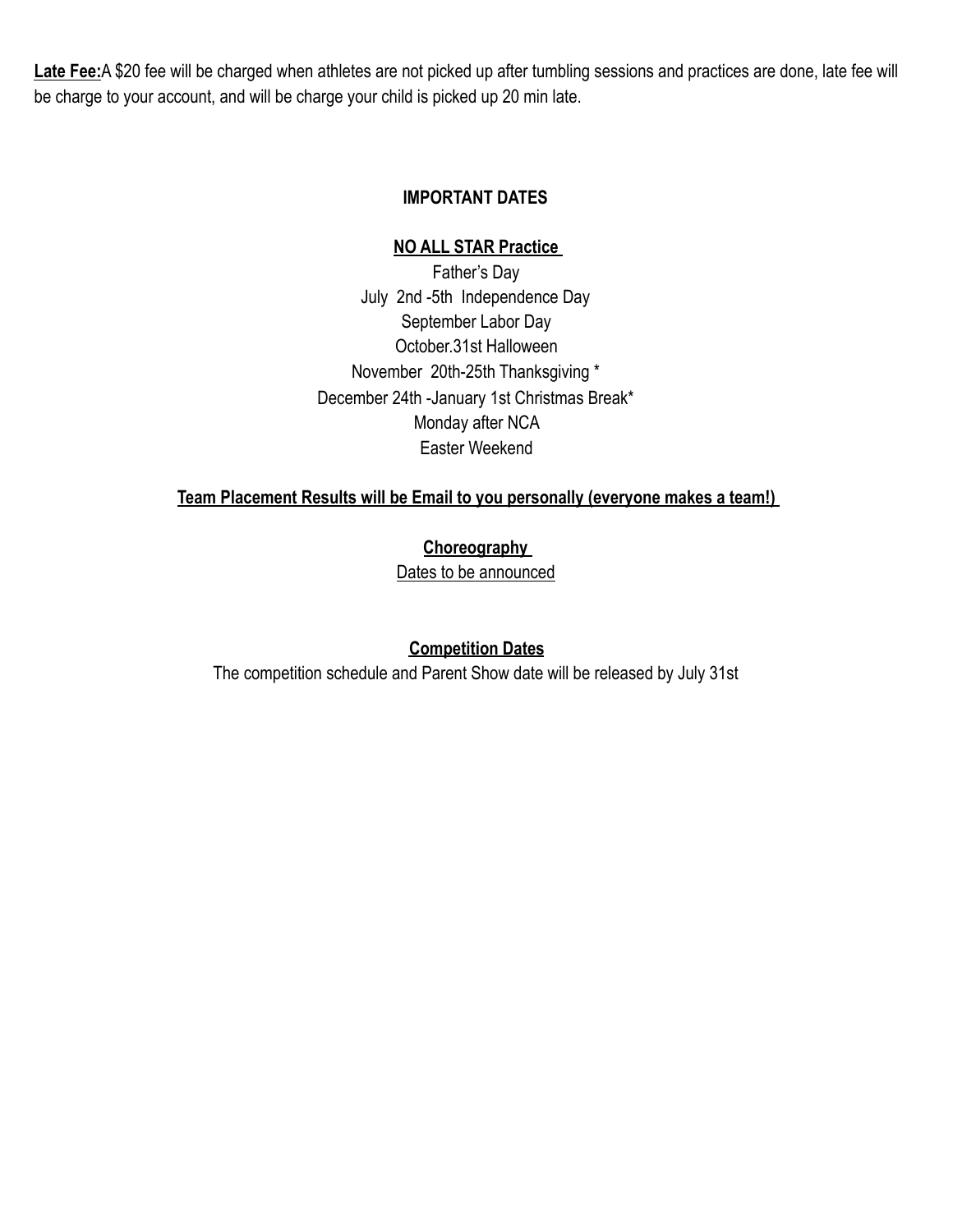**Late Fee:** A $20 fee will be charged when athletes are not picked up after tumbling sessions and practices are done, late fee will be charge to your account, and will be charge your child is picked up 20 min late.

**IMPORTANT DATES**

**NO ALL STAR Practice**

Father's Day
July 2nd -5th Independence Day
September Labor Day
October.31st Halloween
November 20th-25th Thanksgiving *
December 24th -January 1st Christmas Break*
Monday after NCA
Easter Weekend

**Team Placement Results will be Email to you personally (everyone makes a team!)**

**Choreography**

Dates to be announced

**Competition Dates**

The competition schedule and Parent Show date will be released by July 31st